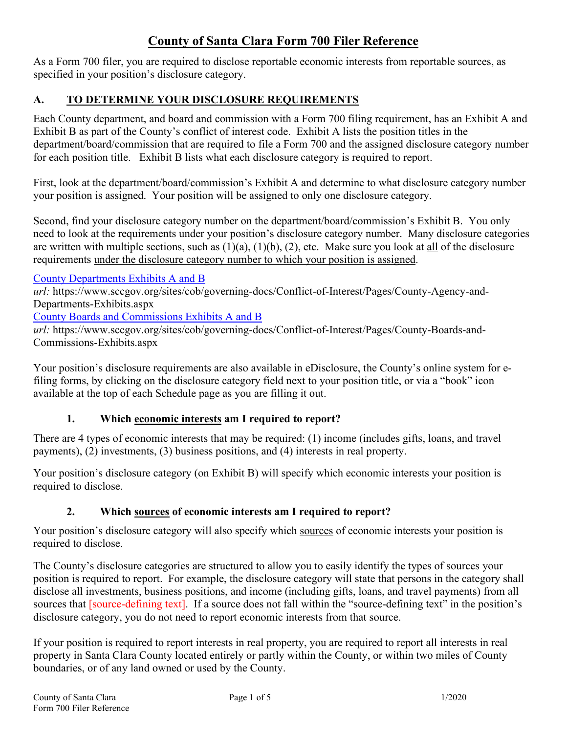# County of Santa Clara Form 700 Filer Reference

As a Form 700 filer, you are required to disclose reportable economic interests from reportable sources, as specified in your position's disclosure category.

## A. TO DETERMINE YOUR DISCLOSURE REQUIREMENTS

Each County department, and board and commission with a Form 700 filing requirement, has an Exhibit A and Exhibit B as part of the County's conflict of interest code. Exhibit A lists the position titles in the department/board/commission that are required to file a Form 700 and the assigned disclosure category number for each position title. Exhibit B lists what each disclosure category is required to report.

First, look at the department/board/commission's Exhibit A and determine to what disclosure category number your position is assigned. Your position will be assigned to only one disclosure category.

Second, find your disclosure category number on the department/board/commission's Exhibit B. You only need to look at the requirements under your position's disclosure category number. Many disclosure categories are written with multiple sections, such as (1)(a), (1)(b), (2), etc. Make sure you look at all of the disclosure requirements under the disclosure category number to which your position is assigned.

County Departments Exhibits A and B
*url:* https://www.sccgov.org/sites/cob/governing-docs/Conflict-of-Interest/Pages/County-Agency-and-Departments-Exhibits.aspx
County Boards and Commissions Exhibits A and B
*url:* https://www.sccgov.org/sites/cob/governing-docs/Conflict-of-Interest/Pages/County-Boards-and-Commissions-Exhibits.aspx

Your position's disclosure requirements are also available in eDisclosure, the County's online system for e-filing forms, by clicking on the disclosure category field next to your position title, or via a "book" icon available at the top of each Schedule page as you are filling it out.

### 1. Which economic interests am I required to report?

There are 4 types of economic interests that may be required: (1) income (includes gifts, loans, and travel payments), (2) investments, (3) business positions, and (4) interests in real property.

Your position's disclosure category (on Exhibit B) will specify which economic interests your position is required to disclose.

### 2. Which sources of economic interests am I required to report?

Your position's disclosure category will also specify which sources of economic interests your position is required to disclose.

The County's disclosure categories are structured to allow you to easily identify the types of sources your position is required to report. For example, the disclosure category will state that persons in the category shall disclose all investments, business positions, and income (including gifts, loans, and travel payments) from all sources that [source-defining text]. If a source does not fall within the "source-defining text" in the position's disclosure category, you do not need to report economic interests from that source.

If your position is required to report interests in real property, you are required to report all interests in real property in Santa Clara County located entirely or partly within the County, or within two miles of County boundaries, or of any land owned or used by the County.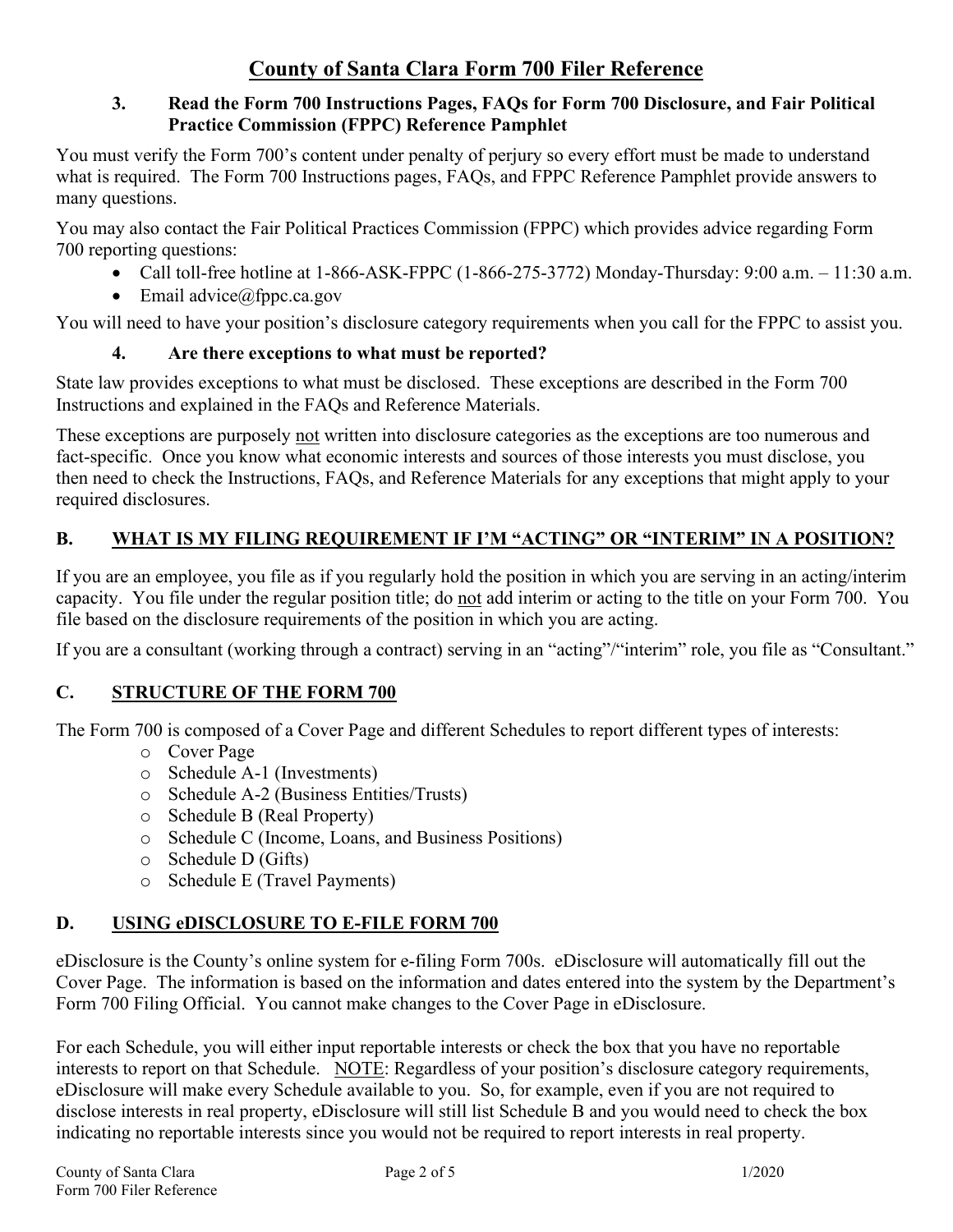# County of Santa Clara Form 700 Filer Reference

### 3. Read the Form 700 Instructions Pages, FAQs for Form 700 Disclosure, and Fair Political Practice Commission (FPPC) Reference Pamphlet

You must verify the Form 700's content under penalty of perjury so every effort must be made to understand what is required. The Form 700 Instructions pages, FAQs, and FPPC Reference Pamphlet provide answers to many questions.

You may also contact the Fair Political Practices Commission (FPPC) which provides advice regarding Form 700 reporting questions:

- Call toll-free hotline at 1-866-ASK-FPPC (1-866-275-3772) Monday-Thursday: 9:00 a.m. – 11:30 a.m.
- Email advice@fppc.ca.gov

You will need to have your position's disclosure category requirements when you call for the FPPC to assist you.

### 4. Are there exceptions to what must be reported?

State law provides exceptions to what must be disclosed. These exceptions are described in the Form 700 Instructions and explained in the FAQs and Reference Materials.

These exceptions are purposely not written into disclosure categories as the exceptions are too numerous and fact-specific. Once you know what economic interests and sources of those interests you must disclose, you then need to check the Instructions, FAQs, and Reference Materials for any exceptions that might apply to your required disclosures.

## B. WHAT IS MY FILING REQUIREMENT IF I'M "ACTING" OR "INTERIM" IN A POSITION?

If you are an employee, you file as if you regularly hold the position in which you are serving in an acting/interim capacity. You file under the regular position title; do not add interim or acting to the title on your Form 700. You file based on the disclosure requirements of the position in which you are acting.

If you are a consultant (working through a contract) serving in an "acting"/"interim" role, you file as "Consultant."

## C. STRUCTURE OF THE FORM 700

The Form 700 is composed of a Cover Page and different Schedules to report different types of interests:

- Cover Page
- Schedule A-1 (Investments)
- Schedule A-2 (Business Entities/Trusts)
- Schedule B (Real Property)
- Schedule C (Income, Loans, and Business Positions)
- Schedule D (Gifts)
- Schedule E (Travel Payments)

## D. USING eDISCLOSURE TO E-FILE FORM 700

eDisclosure is the County's online system for e-filing Form 700s. eDisclosure will automatically fill out the Cover Page. The information is based on the information and dates entered into the system by the Department's Form 700 Filing Official. You cannot make changes to the Cover Page in eDisclosure.

For each Schedule, you will either input reportable interests or check the box that you have no reportable interests to report on that Schedule. NOTE: Regardless of your position's disclosure category requirements, eDisclosure will make every Schedule available to you. So, for example, even if you are not required to disclose interests in real property, eDisclosure will still list Schedule B and you would need to check the box indicating no reportable interests since you would not be required to report interests in real property.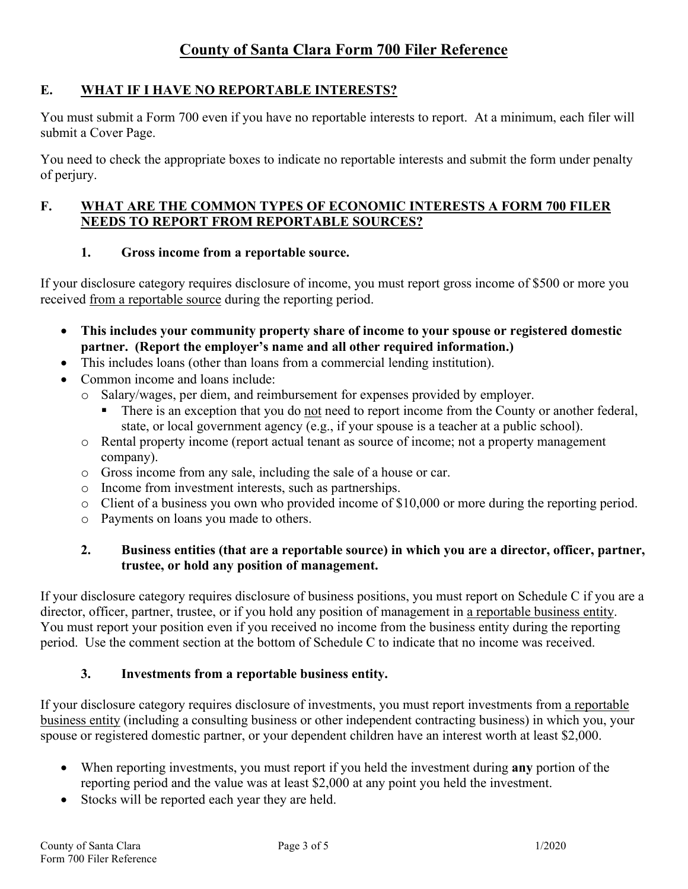## E. WHAT IF I HAVE NO REPORTABLE INTERESTS?

You must submit a Form 700 even if you have no reportable interests to report. At a minimum, each filer will submit a Cover Page.

You need to check the appropriate boxes to indicate no reportable interests and submit the form under penalty of perjury.

## F. WHAT ARE THE COMMON TYPES OF ECONOMIC INTERESTS A FORM 700 FILER NEEDS TO REPORT FROM REPORTABLE SOURCES?

### 1. Gross income from a reportable source.

If your disclosure category requires disclosure of income, you must report gross income of $500 or more you received from a reportable source during the reporting period.

- **This includes your community property share of income to your spouse or registered domestic partner. (Report the employer's name and all other required information.)**
- This includes loans (other than loans from a commercial lending institution).
- Common income and loans include:
  - Salary/wages, per diem, and reimbursement for expenses provided by employer.
    - There is an exception that you do not need to report income from the County or another federal, state, or local government agency (e.g., if your spouse is a teacher at a public school).
  - Rental property income (report actual tenant as source of income; not a property management company).
  - Gross income from any sale, including the sale of a house or car.
  - Income from investment interests, such as partnerships.
  - Client of a business you own who provided income of $10,000 or more during the reporting period.
  - Payments on loans you made to others.

### 2. Business entities (that are a reportable source) in which you are a director, officer, partner, trustee, or hold any position of management.

If your disclosure category requires disclosure of business positions, you must report on Schedule C if you are a director, officer, partner, trustee, or if you hold any position of management in a reportable business entity. You must report your position even if you received no income from the business entity during the reporting period. Use the comment section at the bottom of Schedule C to indicate that no income was received.

### 3. Investments from a reportable business entity.

If your disclosure category requires disclosure of investments, you must report investments from a reportable business entity (including a consulting business or other independent contracting business) in which you, your spouse or registered domestic partner, or your dependent children have an interest worth at least $2,000.

- When reporting investments, you must report if you held the investment during **any** portion of the reporting period and the value was at least $2,000 at any point you held the investment.
- Stocks will be reported each year they are held.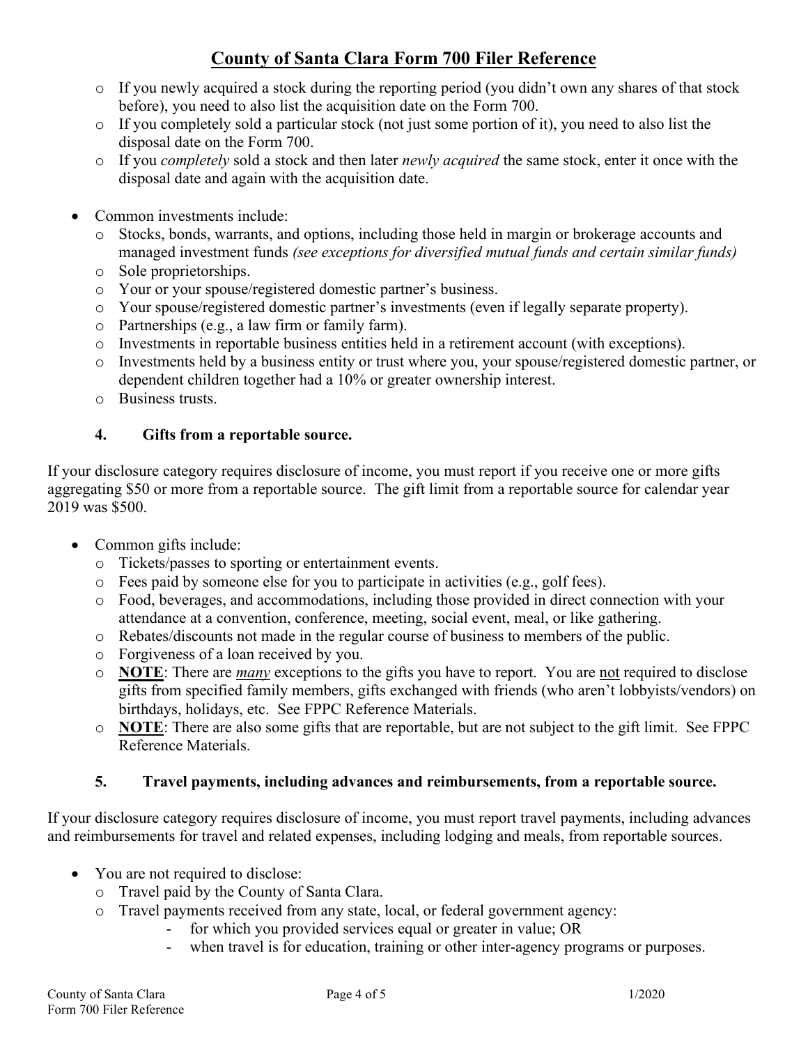- If you newly acquired a stock during the reporting period (you didn't own any shares of that stock before), you need to also list the acquisition date on the Form 700.
  - If you completely sold a particular stock (not just some portion of it), you need to also list the disposal date on the Form 700.
  - If you *completely* sold a stock and then later *newly acquired* the same stock, enter it once with the disposal date and again with the acquisition date.

- Common investments include:
  - Stocks, bonds, warrants, and options, including those held in margin or brokerage accounts and managed investment funds *(see exceptions for diversified mutual funds and certain similar funds)*
  - Sole proprietorships.
  - Your or your spouse/registered domestic partner's business.
  - Your spouse/registered domestic partner's investments (even if legally separate property).
  - Partnerships (e.g., a law firm or family farm).
  - Investments in reportable business entities held in a retirement account (with exceptions).
  - Investments held by a business entity or trust where you, your spouse/registered domestic partner, or dependent children together had a 10% or greater ownership interest.
  - Business trusts.

#### 4. Gifts from a reportable source.

If your disclosure category requires disclosure of income, you must report if you receive one or more gifts aggregating $50 or more from a reportable source. The gift limit from a reportable source for calendar year 2019 was $500.

- Common gifts include:
  - Tickets/passes to sporting or entertainment events.
  - Fees paid by someone else for you to participate in activities (e.g., golf fees).
  - Food, beverages, and accommodations, including those provided in direct connection with your attendance at a convention, conference, meeting, social event, meal, or like gathering.
  - Rebates/discounts not made in the regular course of business to members of the public.
  - Forgiveness of a loan received by you.
  - **NOTE**: There are ***many*** exceptions to the gifts you have to report. You are not required to disclose gifts from specified family members, gifts exchanged with friends (who aren't lobbyists/vendors) on birthdays, holidays, etc. See FPPC Reference Materials.
  - **NOTE**: There are also some gifts that are reportable, but are not subject to the gift limit. See FPPC Reference Materials.

#### 5. Travel payments, including advances and reimbursements, from a reportable source.

If your disclosure category requires disclosure of income, you must report travel payments, including advances and reimbursements for travel and related expenses, including lodging and meals, from reportable sources.

- You are not required to disclose:
  - Travel paid by the County of Santa Clara.
  - Travel payments received from any state, local, or federal government agency:
    - for which you provided services equal or greater in value; OR
    - when travel is for education, training or other inter-agency programs or purposes.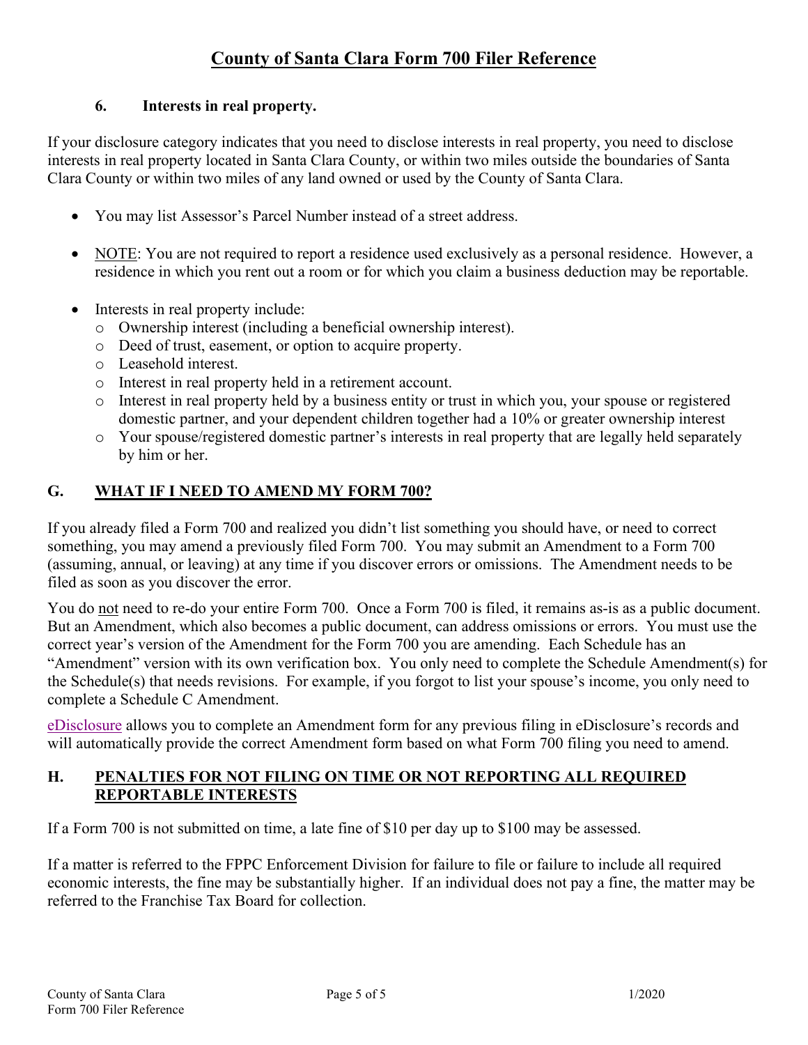# County of Santa Clara Form 700 Filer Reference

### 6. Interests in real property.

If your disclosure category indicates that you need to disclose interests in real property, you need to disclose interests in real property located in Santa Clara County, or within two miles outside the boundaries of Santa Clara County or within two miles of any land owned or used by the County of Santa Clara.

- You may list Assessor's Parcel Number instead of a street address.
- NOTE: You are not required to report a residence used exclusively as a personal residence. However, a residence in which you rent out a room or for which you claim a business deduction may be reportable.
- Interests in real property include:
  - Ownership interest (including a beneficial ownership interest).
  - Deed of trust, easement, or option to acquire property.
  - Leasehold interest.
  - Interest in real property held in a retirement account.
  - Interest in real property held by a business entity or trust in which you, your spouse or registered domestic partner, and your dependent children together had a 10% or greater ownership interest
  - Your spouse/registered domestic partner's interests in real property that are legally held separately by him or her.

## G. WHAT IF I NEED TO AMEND MY FORM 700?

If you already filed a Form 700 and realized you didn't list something you should have, or need to correct something, you may amend a previously filed Form 700. You may submit an Amendment to a Form 700 (assuming, annual, or leaving) at any time if you discover errors or omissions. The Amendment needs to be filed as soon as you discover the error.

You do not need to re-do your entire Form 700. Once a Form 700 is filed, it remains as-is as a public document. But an Amendment, which also becomes a public document, can address omissions or errors. You must use the correct year's version of the Amendment for the Form 700 you are amending. Each Schedule has an "Amendment" version with its own verification box. You only need to complete the Schedule Amendment(s) for the Schedule(s) that needs revisions. For example, if you forgot to list your spouse's income, you only need to complete a Schedule C Amendment.

eDisclosure allows you to complete an Amendment form for any previous filing in eDisclosure's records and will automatically provide the correct Amendment form based on what Form 700 filing you need to amend.

## H. PENALTIES FOR NOT FILING ON TIME OR NOT REPORTING ALL REQUIRED REPORTABLE INTERESTS

If a Form 700 is not submitted on time, a late fine of $10 per day up to $100 may be assessed.

If a matter is referred to the FPPC Enforcement Division for failure to file or failure to include all required economic interests, the fine may be substantially higher. If an individual does not pay a fine, the matter may be referred to the Franchise Tax Board for collection.